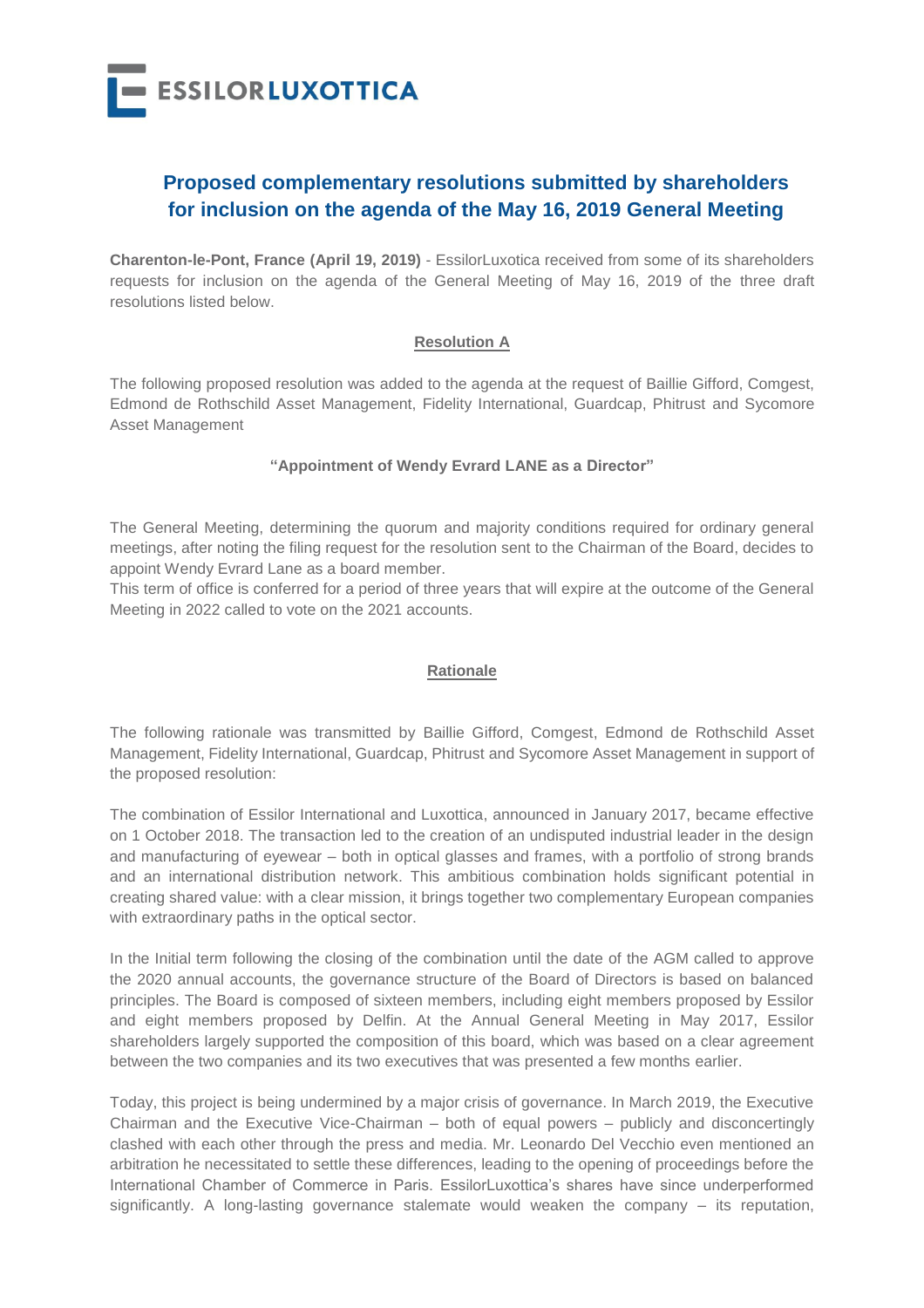ESSILORLUXOTTICA

# Proposed complementary resolutions submitted by shareholders for inclusion on the agenda of the May 16, 2019 General Meeting

**Charenton-le-Pont, France (April 19, 2019)** - EssilorLuxotica received from some of its shareholders requests for inclusion on the agenda of the General Meeting of May 16, 2019 of the three draft resolutions listed below.

## Resolution A

The following proposed resolution was added to the agenda at the request of Baillie Gifford, Comgest, Edmond de Rothschild Asset Management, Fidelity International, Guardcap, Phitrust and Sycomore Asset Management

**"Appointment of Wendy Evrard LANE as a Director"**

The General Meeting, determining the quorum and majority conditions required for ordinary general meetings, after noting the filing request for the resolution sent to the Chairman of the Board, decides to appoint Wendy Evrard Lane as a board member.
This term of office is conferred for a period of three years that will expire at the outcome of the General Meeting in 2022 called to vote on the 2021 accounts.

## Rationale

The following rationale was transmitted by Baillie Gifford, Comgest, Edmond de Rothschild Asset Management, Fidelity International, Guardcap, Phitrust and Sycomore Asset Management in support of the proposed resolution:

The combination of Essilor International and Luxottica, announced in January 2017, became effective on 1 October 2018. The transaction led to the creation of an undisputed industrial leader in the design and manufacturing of eyewear – both in optical glasses and frames, with a portfolio of strong brands and an international distribution network. This ambitious combination holds significant potential in creating shared value: with a clear mission, it brings together two complementary European companies with extraordinary paths in the optical sector.

In the Initial term following the closing of the combination until the date of the AGM called to approve the 2020 annual accounts, the governance structure of the Board of Directors is based on balanced principles. The Board is composed of sixteen members, including eight members proposed by Essilor and eight members proposed by Delfin. At the Annual General Meeting in May 2017, Essilor shareholders largely supported the composition of this board, which was based on a clear agreement between the two companies and its two executives that was presented a few months earlier.

Today, this project is being undermined by a major crisis of governance. In March 2019, the Executive Chairman and the Executive Vice-Chairman – both of equal powers – publicly and disconcertingly clashed with each other through the press and media. Mr. Leonardo Del Vecchio even mentioned an arbitration he necessitated to settle these differences, leading to the opening of proceedings before the International Chamber of Commerce in Paris. EssilorLuxottica's shares have since underperformed significantly. A long-lasting governance stalemate would weaken the company – its reputation,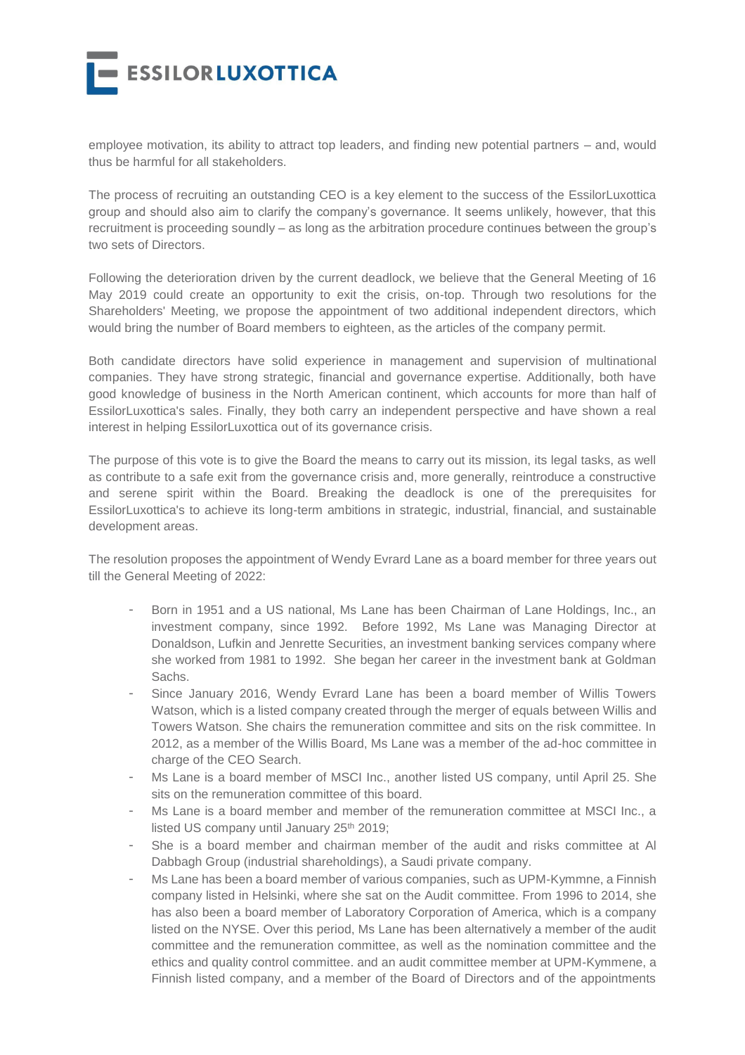employee motivation, its ability to attract top leaders, and finding new potential partners – and, would thus be harmful for all stakeholders.

The process of recruiting an outstanding CEO is a key element to the success of the EssilorLuxottica group and should also aim to clarify the company's governance. It seems unlikely, however, that this recruitment is proceeding soundly – as long as the arbitration procedure continues between the group's two sets of Directors.

Following the deterioration driven by the current deadlock, we believe that the General Meeting of 16 May 2019 could create an opportunity to exit the crisis, on-top. Through two resolutions for the Shareholders' Meeting, we propose the appointment of two additional independent directors, which would bring the number of Board members to eighteen, as the articles of the company permit.

Both candidate directors have solid experience in management and supervision of multinational companies. They have strong strategic, financial and governance expertise. Additionally, both have good knowledge of business in the North American continent, which accounts for more than half of EssilorLuxottica's sales. Finally, they both carry an independent perspective and have shown a real interest in helping EssilorLuxottica out of its governance crisis.

The purpose of this vote is to give the Board the means to carry out its mission, its legal tasks, as well as contribute to a safe exit from the governance crisis and, more generally, reintroduce a constructive and serene spirit within the Board. Breaking the deadlock is one of the prerequisites for EssilorLuxottica's to achieve its long-term ambitions in strategic, industrial, financial, and sustainable development areas.

The resolution proposes the appointment of Wendy Evrard Lane as a board member for three years out till the General Meeting of 2022:

- Born in 1951 and a US national, Ms Lane has been Chairman of Lane Holdings, Inc., an investment company, since 1992. Before 1992, Ms Lane was Managing Director at Donaldson, Lufkin and Jenrette Securities, an investment banking services company where she worked from 1981 to 1992. She began her career in the investment bank at Goldman Sachs.
- Since January 2016, Wendy Evrard Lane has been a board member of Willis Towers Watson, which is a listed company created through the merger of equals between Willis and Towers Watson. She chairs the remuneration committee and sits on the risk committee. In 2012, as a member of the Willis Board, Ms Lane was a member of the ad-hoc committee in charge of the CEO Search.
- Ms Lane is a board member of MSCI Inc., another listed US company, until April 25. She sits on the remuneration committee of this board.
- Ms Lane is a board member and member of the remuneration committee at MSCI Inc., a listed US company until January 25th 2019;
- She is a board member and chairman member of the audit and risks committee at Al Dabbagh Group (industrial shareholdings), a Saudi private company.
- Ms Lane has been a board member of various companies, such as UPM-Kymmne, a Finnish company listed in Helsinki, where she sat on the Audit committee. From 1996 to 2014, she has also been a board member of Laboratory Corporation of America, which is a company listed on the NYSE. Over this period, Ms Lane has been alternatively a member of the audit committee and the remuneration committee, as well as the nomination committee and the ethics and quality control committee. and an audit committee member at UPM-Kymmene, a Finnish listed company, and a member of the Board of Directors and of the appointments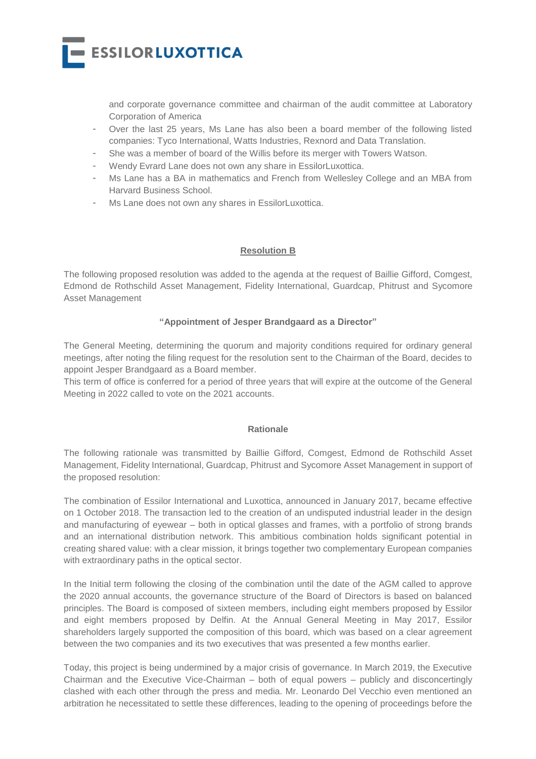and corporate governance committee and chairman of the audit committee at Laboratory Corporation of America

- Over the last 25 years, Ms Lane has also been a board member of the following listed companies: Tyco International, Watts Industries, Rexnord and Data Translation.
- She was a member of board of the Willis before its merger with Towers Watson.
- Wendy Evrard Lane does not own any share in EssilorLuxottica.
- Ms Lane has a BA in mathematics and French from Wellesley College and an MBA from Harvard Business School.
- Ms Lane does not own any shares in EssilorLuxottica.

## Resolution B

The following proposed resolution was added to the agenda at the request of Baillie Gifford, Comgest, Edmond de Rothschild Asset Management, Fidelity International, Guardcap, Phitrust and Sycomore Asset Management

**"Appointment of Jesper Brandgaard as a Director"**

The General Meeting, determining the quorum and majority conditions required for ordinary general meetings, after noting the filing request for the resolution sent to the Chairman of the Board, decides to appoint Jesper Brandgaard as a Board member.
This term of office is conferred for a period of three years that will expire at the outcome of the General Meeting in 2022 called to vote on the 2021 accounts.

**Rationale**

The following rationale was transmitted by Baillie Gifford, Comgest, Edmond de Rothschild Asset Management, Fidelity International, Guardcap, Phitrust and Sycomore Asset Management in support of the proposed resolution:

The combination of Essilor International and Luxottica, announced in January 2017, became effective on 1 October 2018. The transaction led to the creation of an undisputed industrial leader in the design and manufacturing of eyewear – both in optical glasses and frames, with a portfolio of strong brands and an international distribution network. This ambitious combination holds significant potential in creating shared value: with a clear mission, it brings together two complementary European companies with extraordinary paths in the optical sector.

In the Initial term following the closing of the combination until the date of the AGM called to approve the 2020 annual accounts, the governance structure of the Board of Directors is based on balanced principles. The Board is composed of sixteen members, including eight members proposed by Essilor and eight members proposed by Delfin. At the Annual General Meeting in May 2017, Essilor shareholders largely supported the composition of this board, which was based on a clear agreement between the two companies and its two executives that was presented a few months earlier.

Today, this project is being undermined by a major crisis of governance. In March 2019, the Executive Chairman and the Executive Vice-Chairman – both of equal powers – publicly and disconcertingly clashed with each other through the press and media. Mr. Leonardo Del Vecchio even mentioned an arbitration he necessitated to settle these differences, leading to the opening of proceedings before the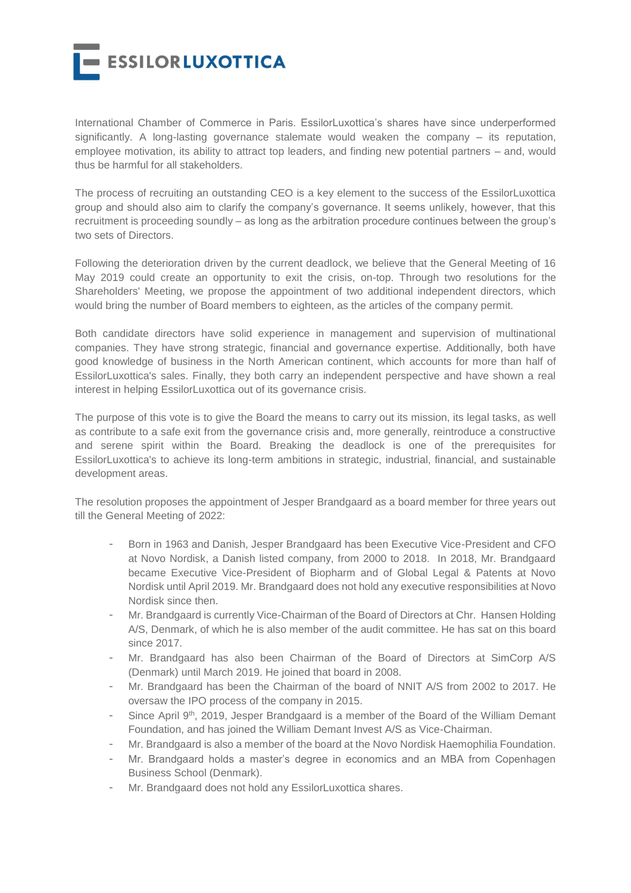International Chamber of Commerce in Paris. EssilorLuxottica's shares have since underperformed significantly. A long-lasting governance stalemate would weaken the company – its reputation, employee motivation, its ability to attract top leaders, and finding new potential partners – and, would thus be harmful for all stakeholders.

The process of recruiting an outstanding CEO is a key element to the success of the EssilorLuxottica group and should also aim to clarify the company's governance. It seems unlikely, however, that this recruitment is proceeding soundly – as long as the arbitration procedure continues between the group's two sets of Directors.

Following the deterioration driven by the current deadlock, we believe that the General Meeting of 16 May 2019 could create an opportunity to exit the crisis, on-top. Through two resolutions for the Shareholders' Meeting, we propose the appointment of two additional independent directors, which would bring the number of Board members to eighteen, as the articles of the company permit.

Both candidate directors have solid experience in management and supervision of multinational companies. They have strong strategic, financial and governance expertise. Additionally, both have good knowledge of business in the North American continent, which accounts for more than half of EssilorLuxottica's sales. Finally, they both carry an independent perspective and have shown a real interest in helping EssilorLuxottica out of its governance crisis.

The purpose of this vote is to give the Board the means to carry out its mission, its legal tasks, as well as contribute to a safe exit from the governance crisis and, more generally, reintroduce a constructive and serene spirit within the Board. Breaking the deadlock is one of the prerequisites for EssilorLuxottica's to achieve its long-term ambitions in strategic, industrial, financial, and sustainable development areas.

The resolution proposes the appointment of Jesper Brandgaard as a board member for three years out till the General Meeting of 2022:

- Born in 1963 and Danish, Jesper Brandgaard has been Executive Vice-President and CFO at Novo Nordisk, a Danish listed company, from 2000 to 2018. In 2018, Mr. Brandgaard became Executive Vice-President of Biopharm and of Global Legal & Patents at Novo Nordisk until April 2019. Mr. Brandgaard does not hold any executive responsibilities at Novo Nordisk since then.
- Mr. Brandgaard is currently Vice-Chairman of the Board of Directors at Chr. Hansen Holding A/S, Denmark, of which he is also member of the audit committee. He has sat on this board since 2017.
- Mr. Brandgaard has also been Chairman of the Board of Directors at SimCorp A/S (Denmark) until March 2019. He joined that board in 2008.
- Mr. Brandgaard has been the Chairman of the board of NNIT A/S from 2002 to 2017. He oversaw the IPO process of the company in 2015.
- Since April 9th, 2019, Jesper Brandgaard is a member of the Board of the William Demant Foundation, and has joined the William Demant Invest A/S as Vice-Chairman.
- Mr. Brandgaard is also a member of the board at the Novo Nordisk Haemophilia Foundation.
- Mr. Brandgaard holds a master's degree in economics and an MBA from Copenhagen Business School (Denmark).
- Mr. Brandgaard does not hold any EssilorLuxottica shares.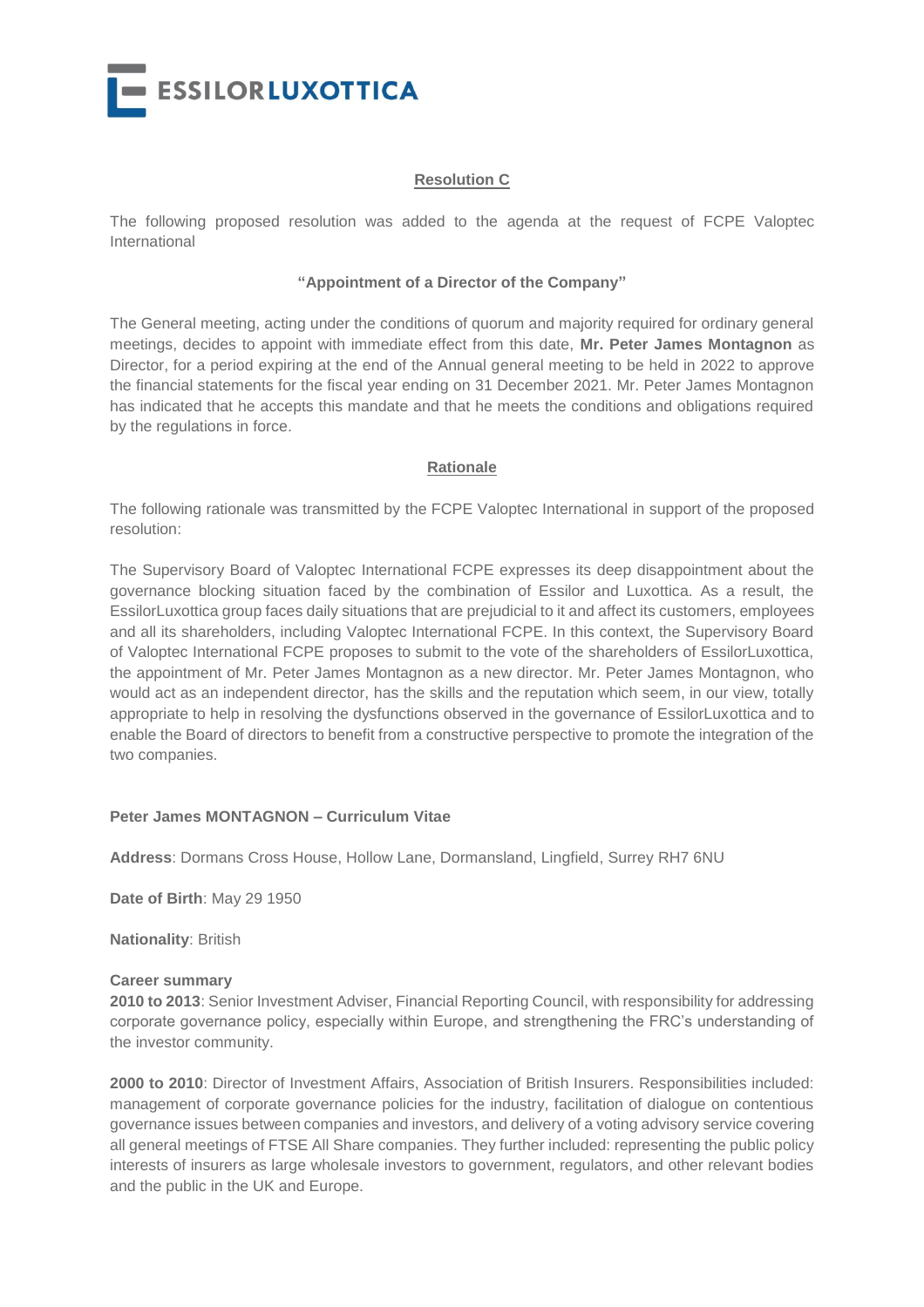**Resolution C**

The following proposed resolution was added to the agenda at the request of FCPE Valoptec International

**"Appointment of a Director of the Company"**

The General meeting, acting under the conditions of quorum and majority required for ordinary general meetings, decides to appoint with immediate effect from this date, **Mr. Peter James Montagnon** as Director, for a period expiring at the end of the Annual general meeting to be held in 2022 to approve the financial statements for the fiscal year ending on 31 December 2021. Mr. Peter James Montagnon has indicated that he accepts this mandate and that he meets the conditions and obligations required by the regulations in force.

**Rationale**

The following rationale was transmitted by the FCPE Valoptec International in support of the proposed resolution:

The Supervisory Board of Valoptec International FCPE expresses its deep disappointment about the governance blocking situation faced by the combination of Essilor and Luxottica. As a result, the EssilorLuxottica group faces daily situations that are prejudicial to it and affect its customers, employees and all its shareholders, including Valoptec International FCPE. In this context, the Supervisory Board of Valoptec International FCPE proposes to submit to the vote of the shareholders of EssilorLuxottica, the appointment of Mr. Peter James Montagnon as a new director. Mr. Peter James Montagnon, who would act as an independent director, has the skills and the reputation which seem, in our view, totally appropriate to help in resolving the dysfunctions observed in the governance of EssilorLuxottica and to enable the Board of directors to benefit from a constructive perspective to promote the integration of the two companies.

**Peter James MONTAGNON – Curriculum Vitae**

**Address**: Dormans Cross House, Hollow Lane, Dormansland, Lingfield, Surrey RH7 6NU

**Date of Birth**: May 29 1950

**Nationality**: British

**Career summary**

**2010 to 2013**: Senior Investment Adviser, Financial Reporting Council, with responsibility for addressing corporate governance policy, especially within Europe, and strengthening the FRC's understanding of the investor community.

**2000 to 2010**: Director of Investment Affairs, Association of British Insurers. Responsibilities included: management of corporate governance policies for the industry, facilitation of dialogue on contentious governance issues between companies and investors, and delivery of a voting advisory service covering all general meetings of FTSE All Share companies. They further included: representing the public policy interests of insurers as large wholesale investors to government, regulators, and other relevant bodies and the public in the UK and Europe.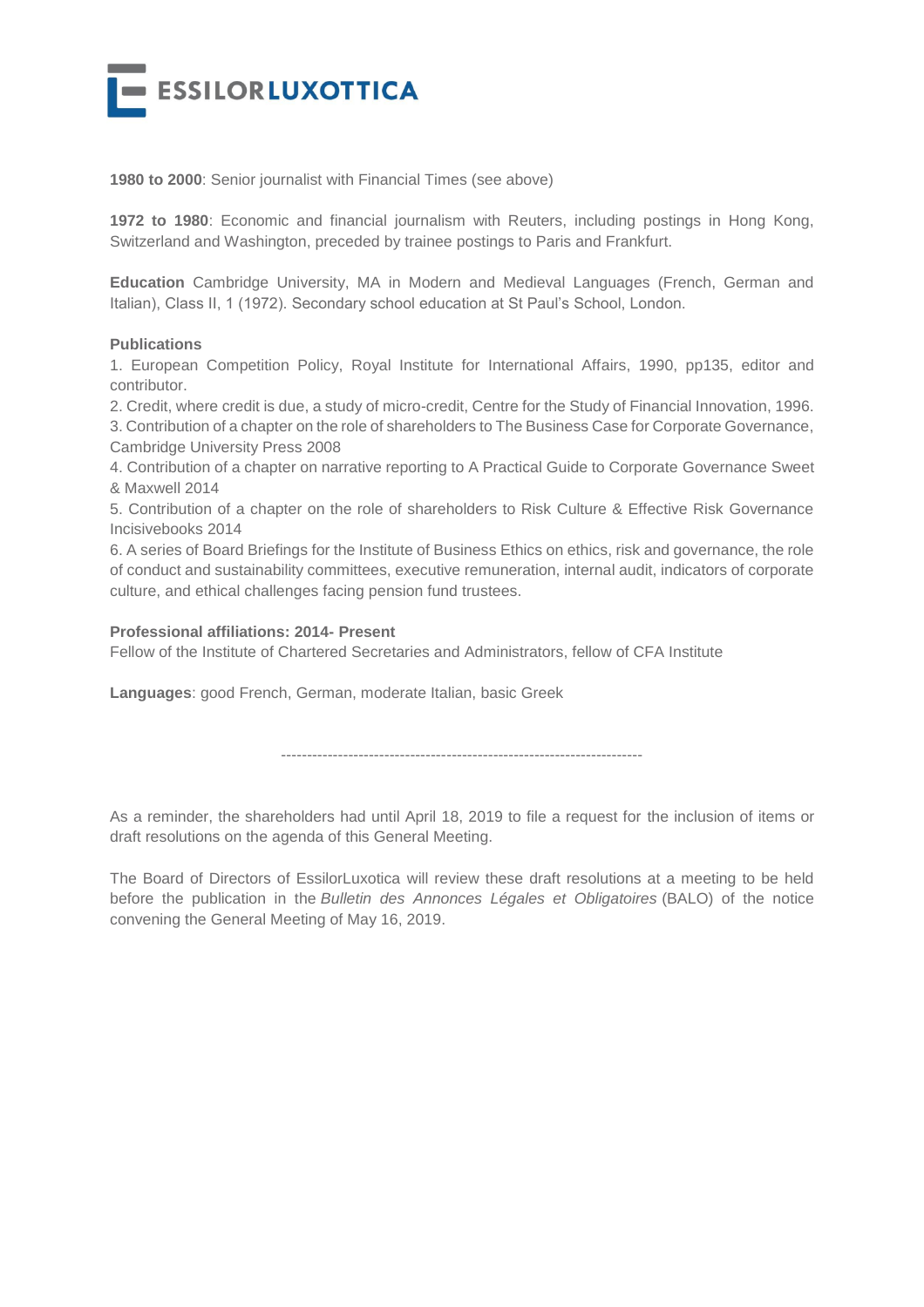**1980 to 2000**: Senior journalist with Financial Times (see above)

**1972 to 1980**: Economic and financial journalism with Reuters, including postings in Hong Kong, Switzerland and Washington, preceded by trainee postings to Paris and Frankfurt.

**Education** Cambridge University, MA in Modern and Medieval Languages (French, German and Italian), Class II, 1 (1972). Secondary school education at St Paul's School, London.

**Publications**

1. European Competition Policy, Royal Institute for International Affairs, 1990, pp135, editor and contributor.
2. Credit, where credit is due, a study of micro-credit, Centre for the Study of Financial Innovation, 1996.
3. Contribution of a chapter on the role of shareholders to The Business Case for Corporate Governance, Cambridge University Press 2008
4. Contribution of a chapter on narrative reporting to A Practical Guide to Corporate Governance Sweet & Maxwell 2014
5. Contribution of a chapter on the role of shareholders to Risk Culture & Effective Risk Governance Incisivebooks 2014
6. A series of Board Briefings for the Institute of Business Ethics on ethics, risk and governance, the role of conduct and sustainability committees, executive remuneration, internal audit, indicators of corporate culture, and ethical challenges facing pension fund trustees.

**Professional affiliations: 2014- Present**

Fellow of the Institute of Chartered Secretaries and Administrators, fellow of CFA Institute

**Languages**: good French, German, moderate Italian, basic Greek

---

As a reminder, the shareholders had until April 18, 2019 to file a request for the inclusion of items or draft resolutions on the agenda of this General Meeting.

The Board of Directors of EssilorLuxotica will review these draft resolutions at a meeting to be held before the publication in the *Bulletin des Annonces Légales et Obligatoires* (BALO) of the notice convening the General Meeting of May 16, 2019.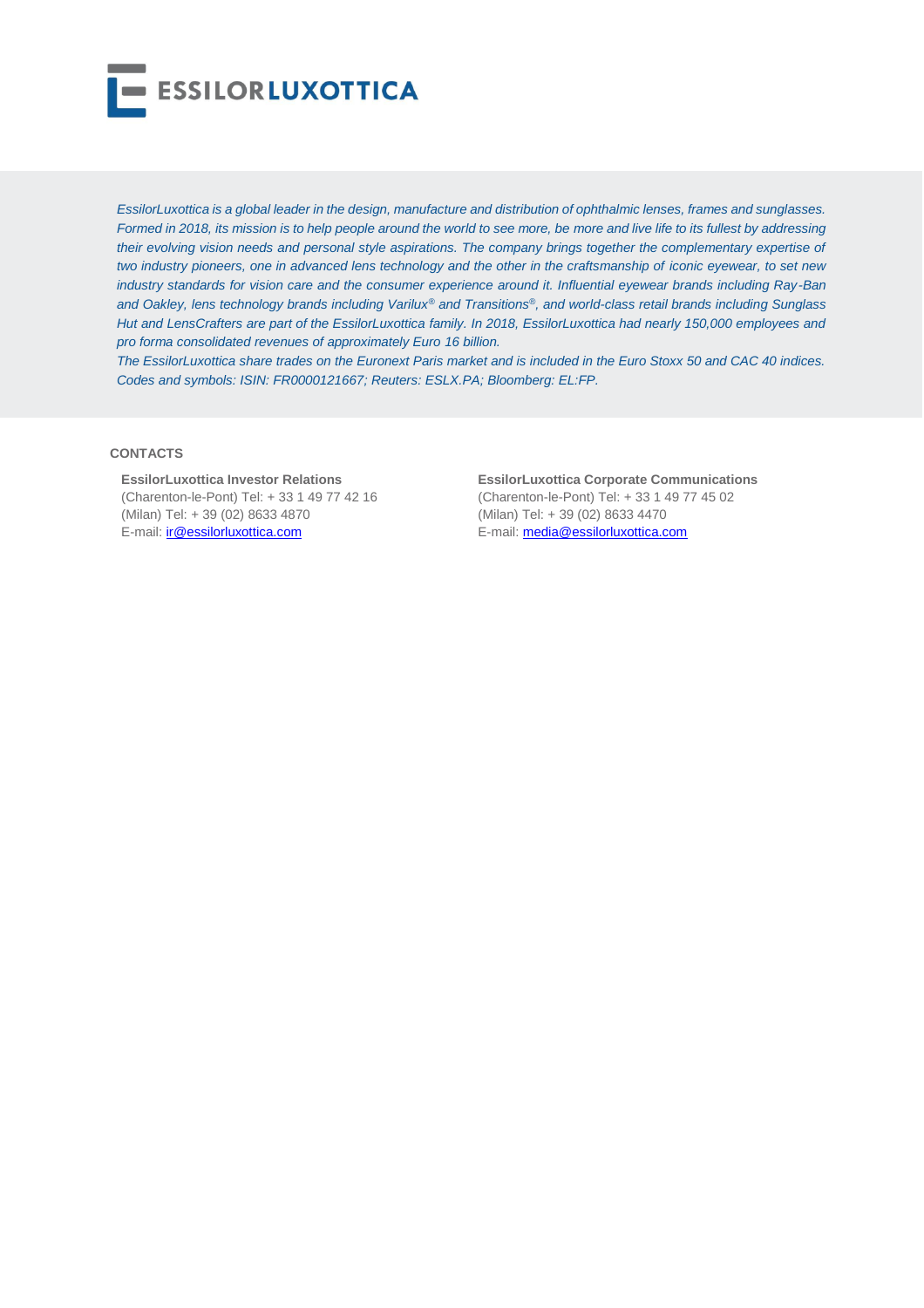ESSILORLUXOTTICA

*EssilorLuxottica is a global leader in the design, manufacture and distribution of ophthalmic lenses, frames and sunglasses. Formed in 2018, its mission is to help people around the world to see more, be more and live life to its fullest by addressing their evolving vision needs and personal style aspirations. The company brings together the complementary expertise of two industry pioneers, one in advanced lens technology and the other in the craftsmanship of iconic eyewear, to set new industry standards for vision care and the consumer experience around it. Influential eyewear brands including Ray-Ban and Oakley, lens technology brands including Varilux® and Transitions®, and world-class retail brands including Sunglass Hut and LensCrafters are part of the EssilorLuxottica family. In 2018, EssilorLuxottica had nearly 150,000 employees and pro forma consolidated revenues of approximately Euro 16 billion.*

*The EssilorLuxottica share trades on the Euronext Paris market and is included in the Euro Stoxx 50 and CAC 40 indices. Codes and symbols: ISIN: FR0000121667; Reuters: ESLX.PA; Bloomberg: EL:FP.*

**CONTACTS**

**EssilorLuxottica Investor Relations**
(Charenton-le-Pont) Tel: + 33 1 49 77 42 16
(Milan) Tel: + 39 (02) 8633 4870
E-mail: ir@essilorluxottica.com

**EssilorLuxottica Corporate Communications**
(Charenton-le-Pont) Tel: + 33 1 49 77 45 02
(Milan) Tel: + 39 (02) 8633 4470
E-mail: media@essilorluxottica.com